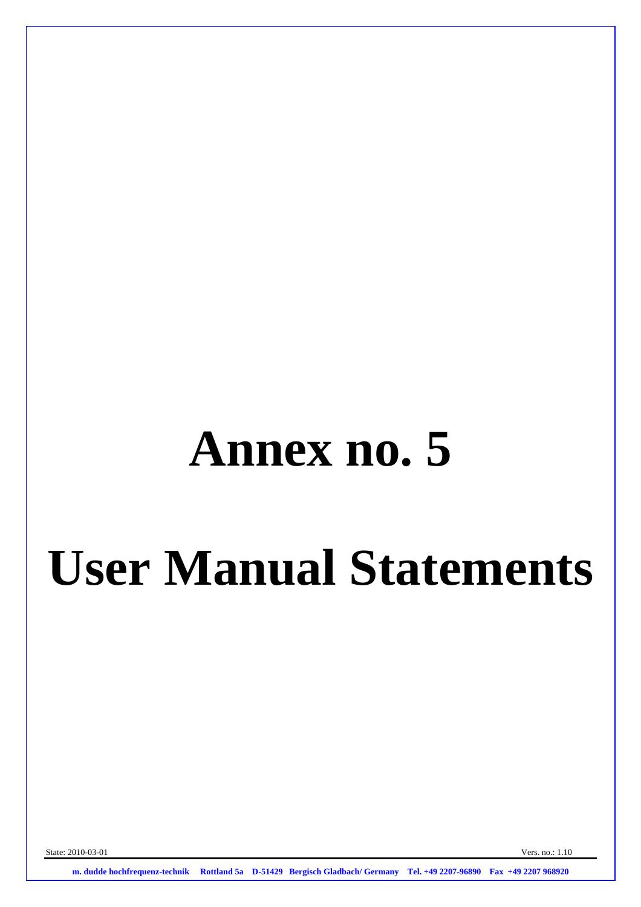# Annex no. 5

# User Manual Statements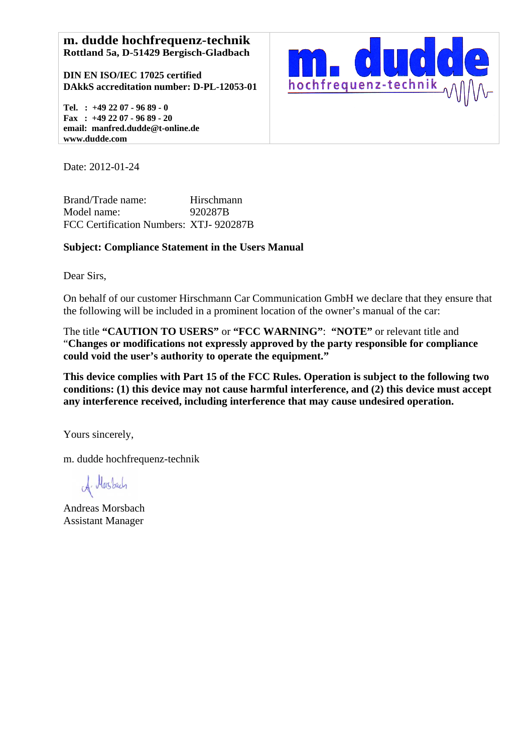**m. dudde hochfrequenz-technik**
**Rottland 5a, D-51429 Bergisch-Gladbach**

**DIN EN ISO/IEC 17025 certified**
**DAkkS accreditation number: D-PL-12053-01**

**Tel. : +49 22 07 - 96 89 - 0**
**Fax : +49 22 07 - 96 89 - 20**
**email: manfred.dudde@t-online.de**
**www.dudde.com**

m. dudde
hochfrequenz-technik

Date: 2012-01-24

| | |
|---|---|
| Brand/Trade name: | Hirschmann |
| Model name: | 920287B |
| FCC Certification Numbers: | XTJ- 920287B |

**Subject: Compliance Statement in the Users Manual**

Dear Sirs,

On behalf of our customer Hirschmann Car Communication GmbH we declare that they ensure that the following will be included in a prominent location of the owner's manual of the car:

The title **"CAUTION TO USERS"** or **"FCC WARNING"**: **"NOTE"** or relevant title and "**Changes or modifications not expressly approved by the party responsible for compliance could void the user's authority to operate the equipment."**

**This device complies with Part 15 of the FCC Rules. Operation is subject to the following two conditions: (1) this device may not cause harmful interference, and (2) this device must accept any interference received, including interference that may cause undesired operation.**

Yours sincerely,

m. dudde hochfrequenz-technik

A. Morsbach

Andreas Morsbach
Assistant Manager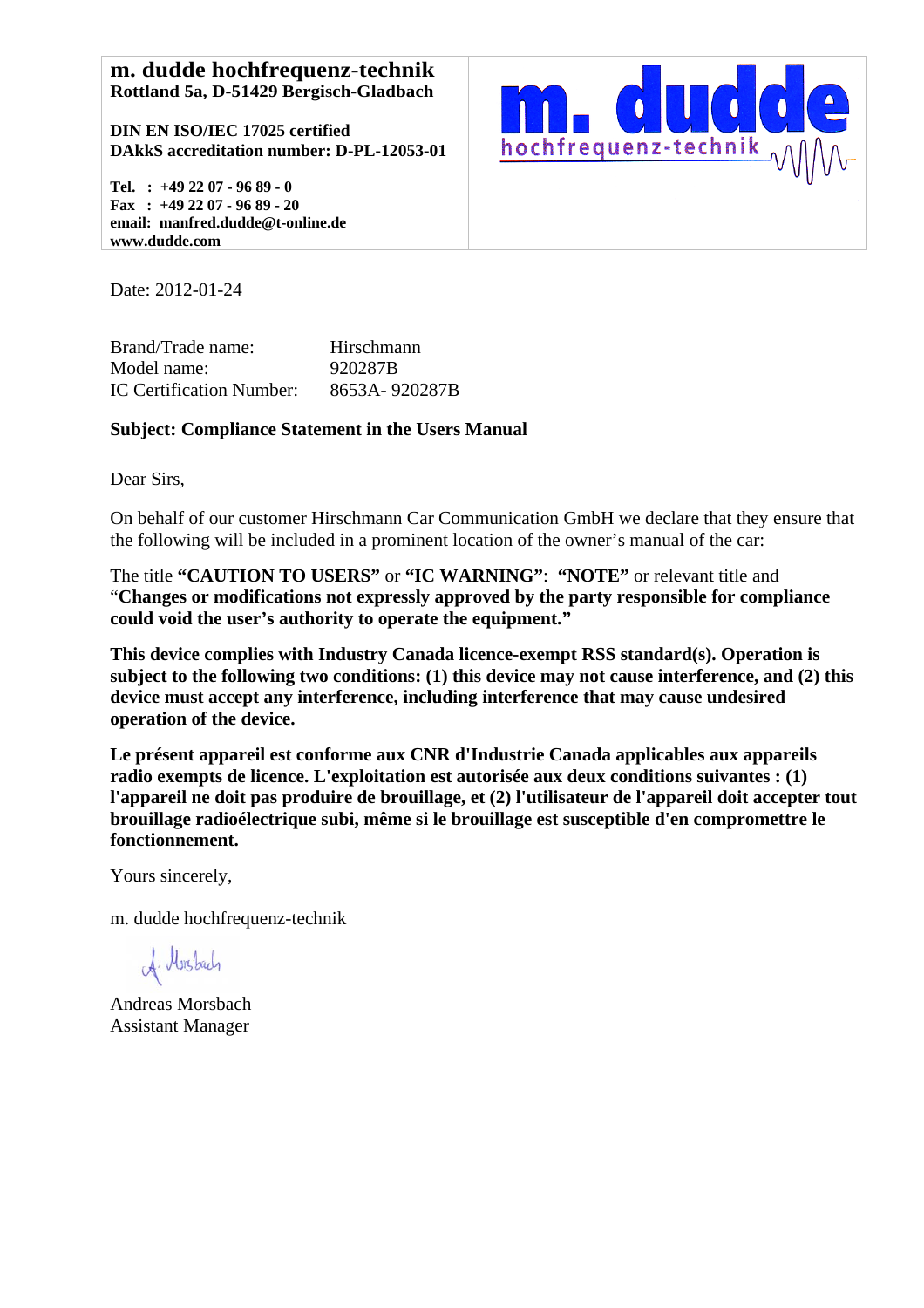**m. dudde hochfrequenz-technik**
**Rottland 5a, D-51429 Bergisch-Gladbach**

**DIN EN ISO/IEC 17025 certified**
**DAkkS accreditation number: D-PL-12053-01**

**Tel. : +49 22 07 - 96 89 - 0**
**Fax : +49 22 07 - 96 89 - 20**
**email: manfred.dudde@t-online.de**
**www.dudde.com**

m. dudde
hochfrequenz-technik

Date: 2012-01-24

| | |
|---|---|
| Brand/Trade name: | Hirschmann |
| Model name: | 920287B |
| IC Certification Number: | 8653A- 920287B |

**Subject: Compliance Statement in the Users Manual**

Dear Sirs,

On behalf of our customer Hirschmann Car Communication GmbH we declare that they ensure that the following will be included in a prominent location of the owner's manual of the car:

The title **"CAUTION TO USERS"** or **"IC WARNING"**: **"NOTE"** or relevant title and "**Changes or modifications not expressly approved by the party responsible for compliance could void the user's authority to operate the equipment."**

**This device complies with Industry Canada licence-exempt RSS standard(s). Operation is subject to the following two conditions: (1) this device may not cause interference, and (2) this device must accept any interference, including interference that may cause undesired operation of the device.**

**Le présent appareil est conforme aux CNR d'Industrie Canada applicables aux appareils radio exempts de licence. L'exploitation est autorisée aux deux conditions suivantes : (1) l'appareil ne doit pas produire de brouillage, et (2) l'utilisateur de l'appareil doit accepter tout brouillage radioélectrique subi, même si le brouillage est susceptible d'en compromettre le fonctionnement.**

Yours sincerely,

m. dudde hochfrequenz-technik

A. Morsbach

Andreas Morsbach
Assistant Manager